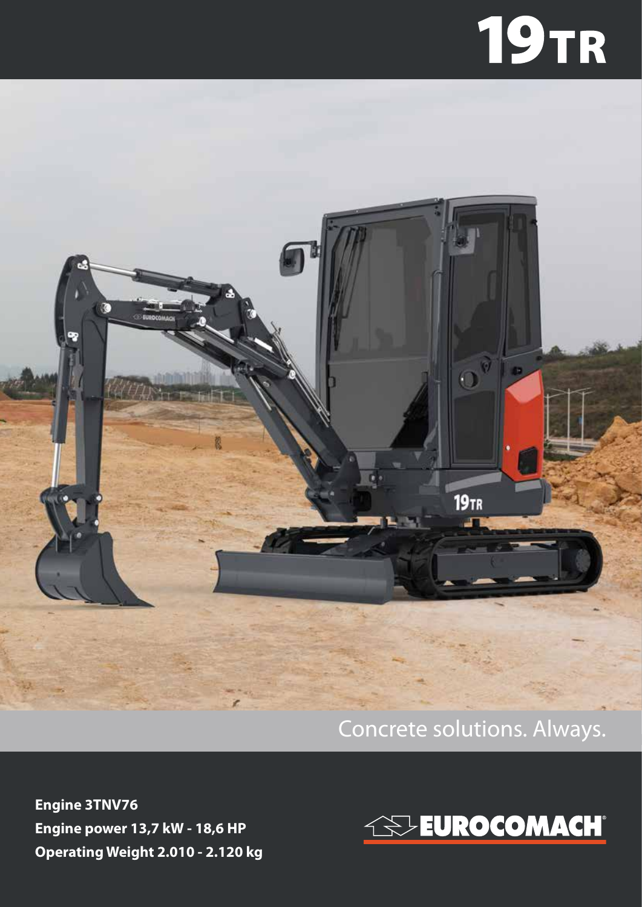# 19TR

Concrete solutions. Always.

**Engine 3TNV76**
**Engine power 13,7 kW - 18,6 HP**
**Operating Weight 2.010 - 2.120 kg**

EUROCOMACH®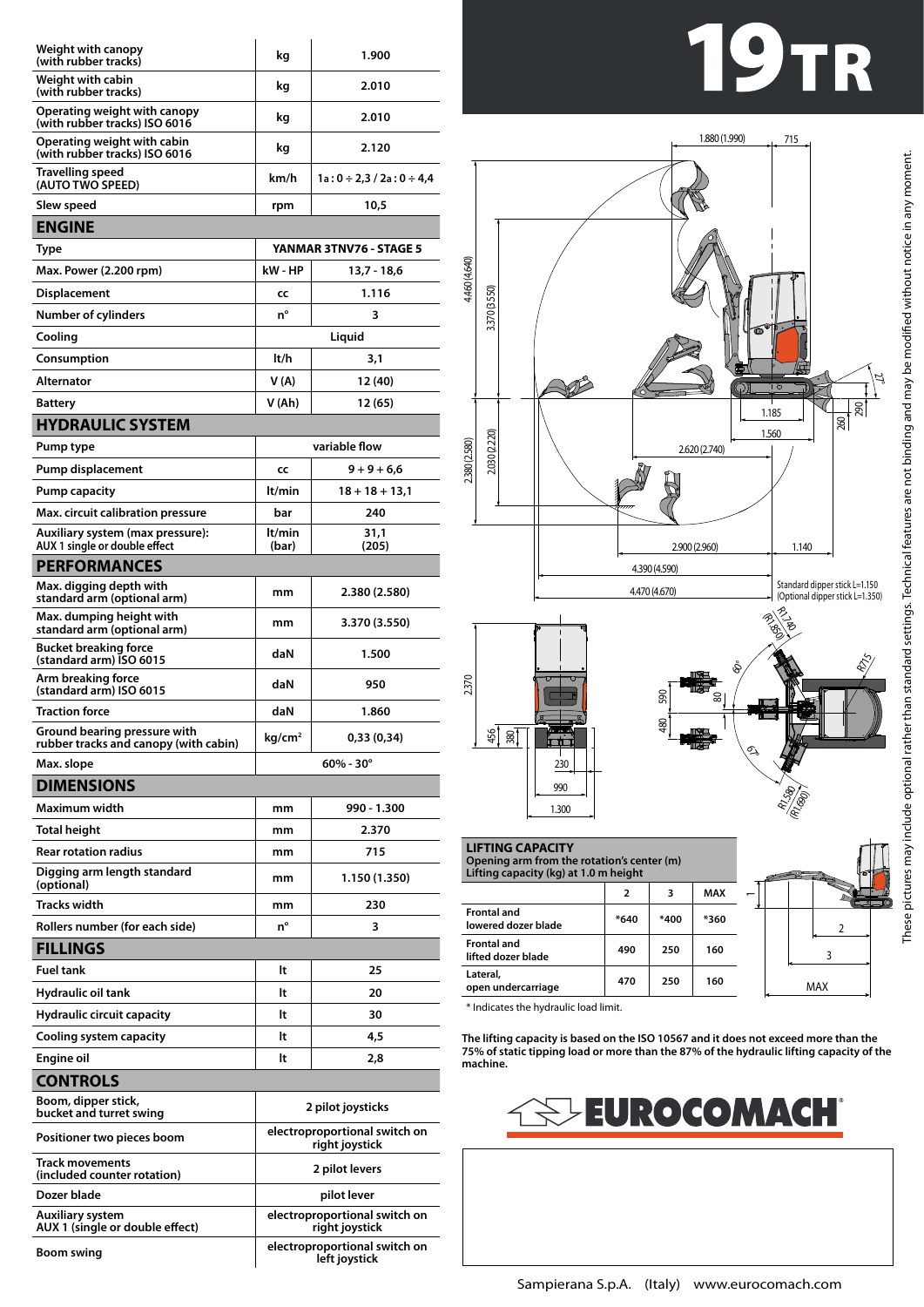| | | |
|---|---|---|
| Weight with canopy (with rubber tracks) | kg | 1.900 |
| Weight with cabin (with rubber tracks) | kg | 2.010 |
| Operating weight with canopy (with rubber tracks) ISO 6016 | kg | 2.010 |
| Operating weight with cabin (with rubber tracks) ISO 6016 | kg | 2.120 |
| Travelling speed (AUTO TWO SPEED) | km/h | 1a : 0 ÷ 2,3 / 2a : 0 ÷ 4,4 |
| Slew speed | rpm | 10,5 |
| **ENGINE** | | |
| Type | | YANMAR 3TNV76 - STAGE 5 |
| Max. Power (2.200 rpm) | kW - HP | 13,7 - 18,6 |
| Displacement | cc | 1.116 |
| Number of cylinders | n° | 3 |
| Cooling | | Liquid |
| Consumption | lt/h | 3,1 |
| Alternator | V (A) | 12 (40) |
| Battery | V (Ah) | 12 (65) |
| **HYDRAULIC SYSTEM** | | |
| Pump type | | variable flow |
| Pump displacement | cc | 9 + 9 + 6,6 |
| Pump capacity | lt/min | 18 + 18 + 13,1 |
| Max. circuit calibration pressure | bar | 240 |
| Auxiliary system (max pressure): AUX 1 single or double effect | lt/min (bar) | 31,1 (205) |
| **PERFORMANCES** | | |
| Max. digging depth with standard arm (optional arm) | mm | 2.380 (2.580) |
| Max. dumping height with standard arm (optional arm) | mm | 3.370 (3.550) |
| Bucket breaking force (standard arm) ISO 6015 | daN | 1.500 |
| Arm breaking force (standard arm) ISO 6015 | daN | 950 |
| Traction force | daN | 1.860 |
| Ground bearing pressure with rubber tracks and canopy (with cabin) | kg/cm² | 0,33 (0,34) |
| Max. slope | | 60% - 30° |
| **DIMENSIONS** | | |
| Maximum width | mm | 990 - 1.300 |
| Total height | mm | 2.370 |
| Rear rotation radius | mm | 715 |
| Digging arm length standard (optional) | mm | 1.150 (1.350) |
| Tracks width | mm | 230 |
| Rollers number (for each side) | n° | 3 |
| **FILLINGS** | | |
| Fuel tank | lt | 25 |
| Hydraulic oil tank | lt | 20 |
| Hydraulic circuit capacity | lt | 30 |
| Cooling system capacity | lt | 4,5 |
| Engine oil | lt | 2,8 |
| **CONTROLS** | | |
| Boom, dipper stick, bucket and turret swing | | 2 pilot joysticks |
| Positioner two pieces boom | | electroproportional switch on right joystick |
| Track movements (included counter rotation) | | 2 pilot levers |
| Dozer blade | | pilot lever |
| Auxiliary system AUX 1 (single or double effect) | | electroproportional switch on right joystick |
| Boom swing | | electroproportional switch on left joystick |

# 19TR

1.880 (1.990)
715
4.460 (4.640)
3.370 (3.550)
27°
290
260
1.185
1.560
2.620 (2.740)
2.380 (2.580)
2.030 (2.220)
2.900 (2.960)
1.140
4.390 (4.590)
4.470 (4.670)
Standard dipper stick L=1.150
(Optional dipper stick L=1.350)

2.370
456
380
230
990
1.300
590
80
480
60°
67°
R1.740 (R1.850)
R715
R1.580 (R1.690)

These pictures may include optional rather than standard settings. Technical features are not binding and may be modified without notice in any moment.

**LIFTING CAPACITY**
**Opening arm from the rotation's center (m)**
**Lifting capacity (kg) at 1.0 m height**

| | 2 | 3 | MAX |
|---|---|---|---|
| Frontal and lowered dozer blade | *640 | *400 | *360 |
| Frontal and lifted dozer blade | 490 | 250 | 160 |
| Lateral, open undercarriage | 470 | 250 | 160 |

1
2
3
MAX

\* Indicates the hydraulic load limit.

**The lifting capacity is based on the ISO 10567 and it does not exceed more than the 75% of static tipping load or more than the 87% of the hydraulic lifting capacity of the machine.**

EUROCOMACH®

Sampierana S.p.A. (Italy) www.eurocomach.com